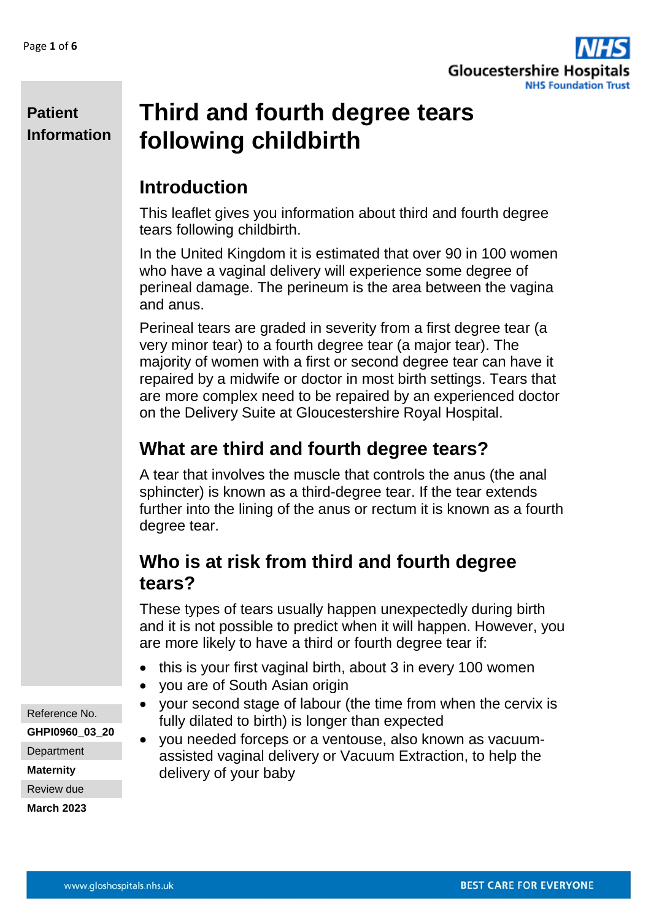**Patient Information**

# Third and fourth degree tears following childbirth

## Introduction

This leaflet gives you information about third and fourth degree tears following childbirth.

In the United Kingdom it is estimated that over 90 in 100 women who have a vaginal delivery will experience some degree of perineal damage. The perineum is the area between the vagina and anus.

Perineal tears are graded in severity from a first degree tear (a very minor tear) to a fourth degree tear (a major tear). The majority of women with a first or second degree tear can have it repaired by a midwife or doctor in most birth settings. Tears that are more complex need to be repaired by an experienced doctor on the Delivery Suite at Gloucestershire Royal Hospital.

## What are third and fourth degree tears?

A tear that involves the muscle that controls the anus (the anal sphincter) is known as a third-degree tear. If the tear extends further into the lining of the anus or rectum it is known as a fourth degree tear.

## Who is at risk from third and fourth degree tears?

These types of tears usually happen unexpectedly during birth and it is not possible to predict when it will happen. However, you are more likely to have a third or fourth degree tear if:

- this is your first vaginal birth, about 3 in every 100 women
- you are of South Asian origin
- your second stage of labour (the time from when the cervix is fully dilated to birth) is longer than expected
- you needed forceps or a ventouse, also known as vacuum-assisted vaginal delivery or Vacuum Extraction, to help the delivery of your baby

Reference No.
**GHPI0960_03_20**
Department
**Maternity**
Review due
**March 2023**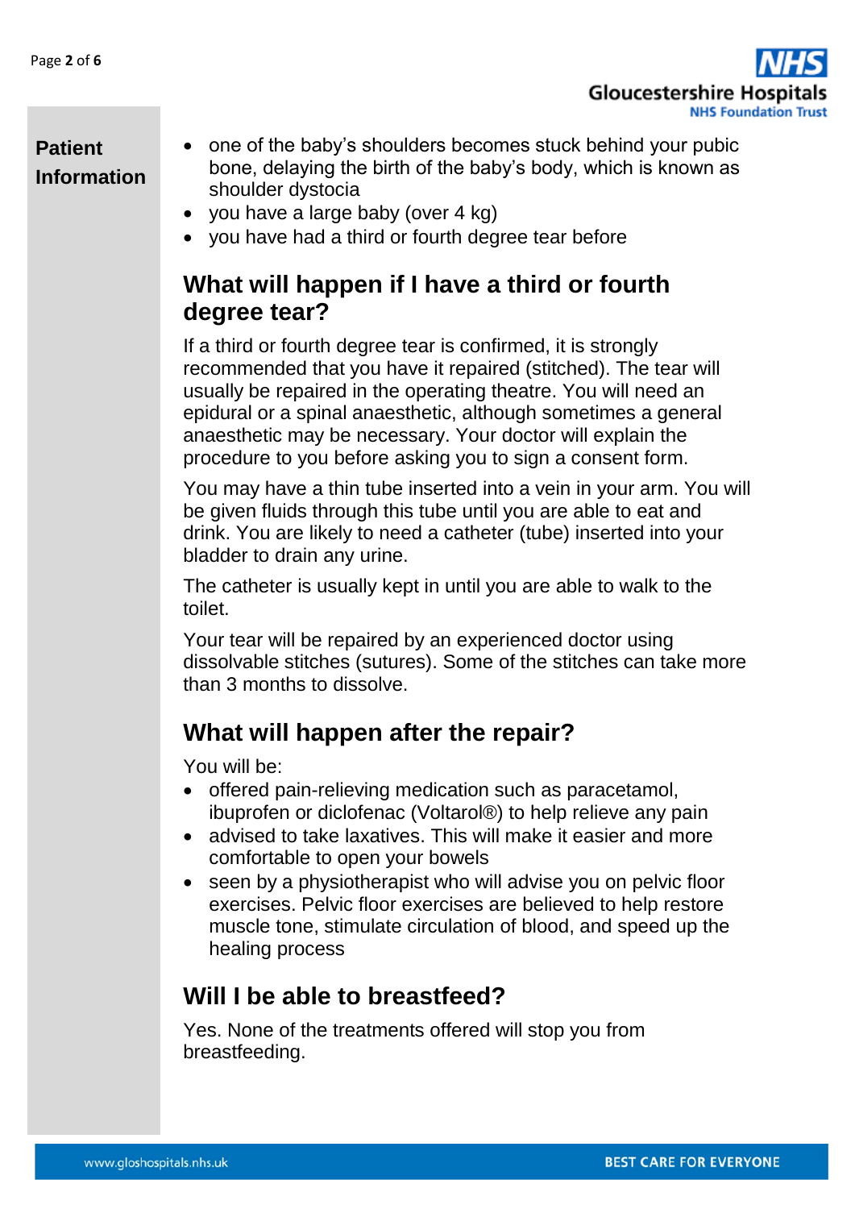- one of the baby's shoulders becomes stuck behind your pubic bone, delaying the birth of the baby's body, which is known as shoulder dystocia
- you have a large baby (over 4 kg)
- you have had a third or fourth degree tear before

## What will happen if I have a third or fourth degree tear?

If a third or fourth degree tear is confirmed, it is strongly recommended that you have it repaired (stitched). The tear will usually be repaired in the operating theatre. You will need an epidural or a spinal anaesthetic, although sometimes a general anaesthetic may be necessary. Your doctor will explain the procedure to you before asking you to sign a consent form.

You may have a thin tube inserted into a vein in your arm. You will be given fluids through this tube until you are able to eat and drink. You are likely to need a catheter (tube) inserted into your bladder to drain any urine.

The catheter is usually kept in until you are able to walk to the toilet.

Your tear will be repaired by an experienced doctor using dissolvable stitches (sutures). Some of the stitches can take more than 3 months to dissolve.

## What will happen after the repair?

You will be:

- offered pain-relieving medication such as paracetamol, ibuprofen or diclofenac (Voltarol®) to help relieve any pain
- advised to take laxatives. This will make it easier and more comfortable to open your bowels
- seen by a physiotherapist who will advise you on pelvic floor exercises. Pelvic floor exercises are believed to help restore muscle tone, stimulate circulation of blood, and speed up the healing process

## Will I be able to breastfeed?

Yes. None of the treatments offered will stop you from breastfeeding.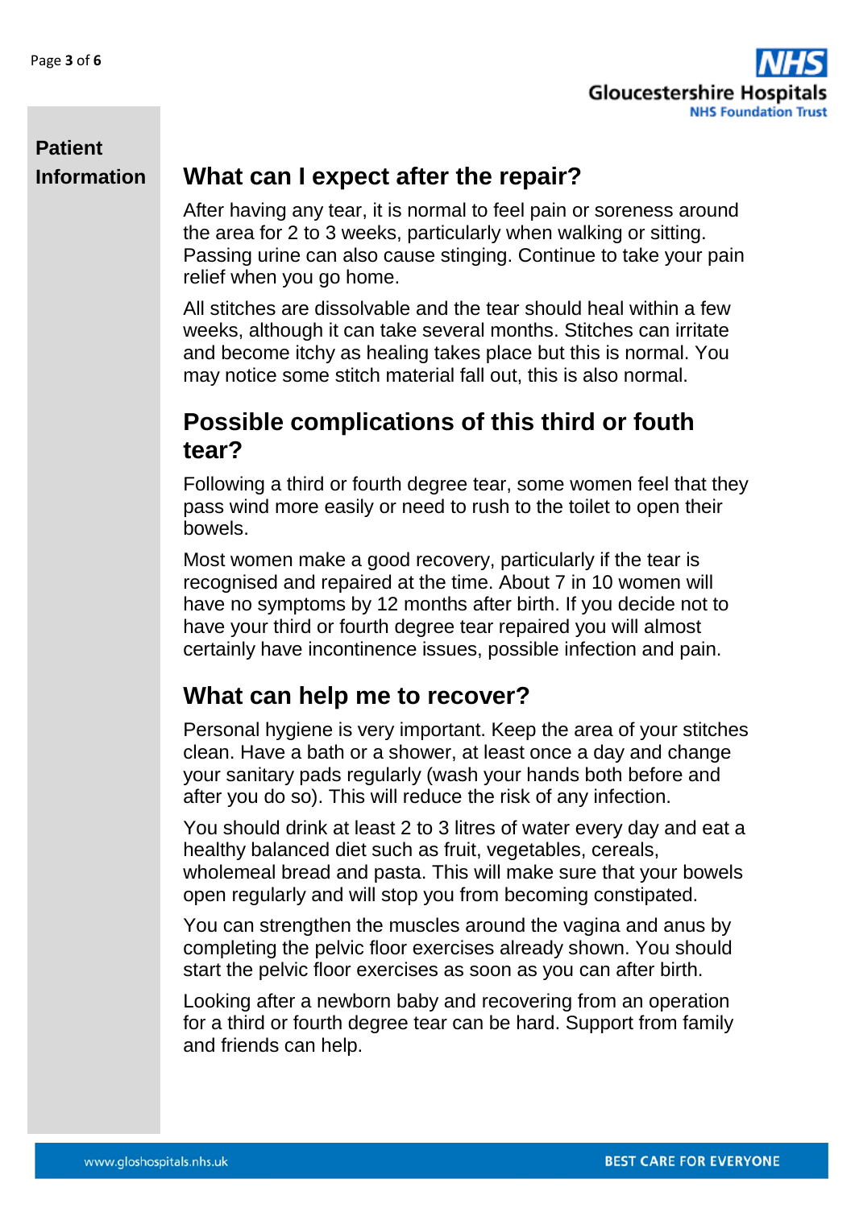## What can I expect after the repair?

After having any tear, it is normal to feel pain or soreness around the area for 2 to 3 weeks, particularly when walking or sitting. Passing urine can also cause stinging. Continue to take your pain relief when you go home.

All stitches are dissolvable and the tear should heal within a few weeks, although it can take several months. Stitches can irritate and become itchy as healing takes place but this is normal. You may notice some stitch material fall out, this is also normal.

## Possible complications of this third or fouth tear?

Following a third or fourth degree tear, some women feel that they pass wind more easily or need to rush to the toilet to open their bowels.

Most women make a good recovery, particularly if the tear is recognised and repaired at the time. About 7 in 10 women will have no symptoms by 12 months after birth. If you decide not to have your third or fourth degree tear repaired you will almost certainly have incontinence issues, possible infection and pain.

## What can help me to recover?

Personal hygiene is very important. Keep the area of your stitches clean. Have a bath or a shower, at least once a day and change your sanitary pads regularly (wash your hands both before and after you do so). This will reduce the risk of any infection.

You should drink at least 2 to 3 litres of water every day and eat a healthy balanced diet such as fruit, vegetables, cereals, wholemeal bread and pasta. This will make sure that your bowels open regularly and will stop you from becoming constipated.

You can strengthen the muscles around the vagina and anus by completing the pelvic floor exercises already shown. You should start the pelvic floor exercises as soon as you can after birth.

Looking after a newborn baby and recovering from an operation for a third or fourth degree tear can be hard. Support from family and friends can help.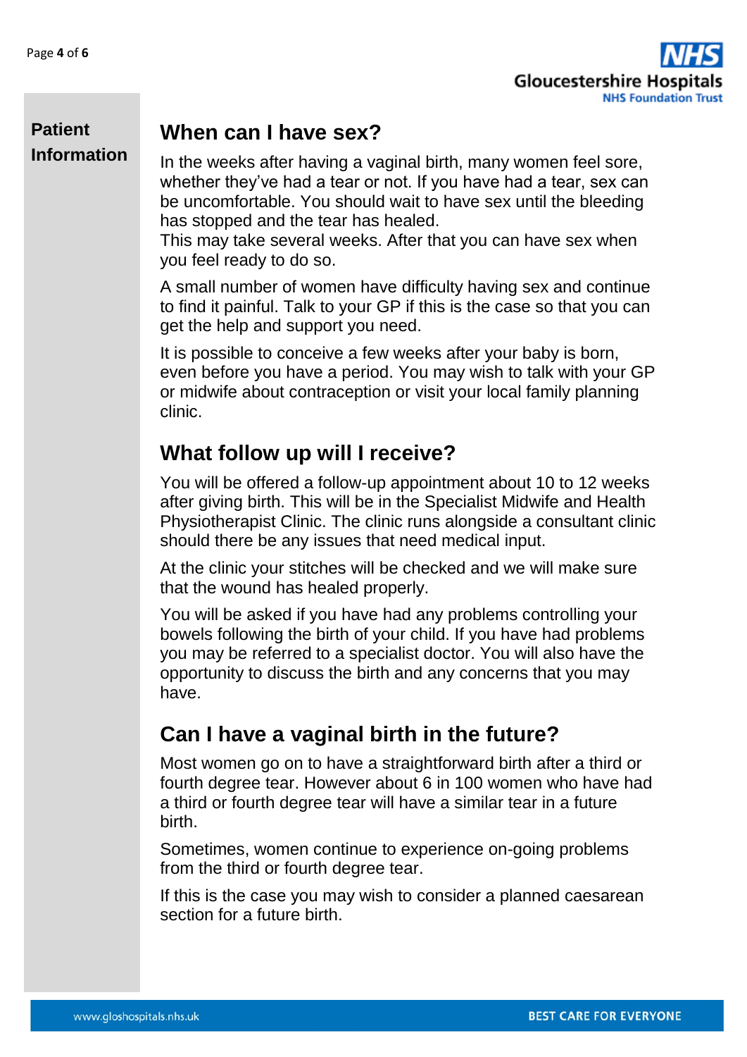## When can I have sex?

In the weeks after having a vaginal birth, many women feel sore, whether they've had a tear or not. If you have had a tear, sex can be uncomfortable. You should wait to have sex until the bleeding has stopped and the tear has healed.
This may take several weeks. After that you can have sex when you feel ready to do so.

A small number of women have difficulty having sex and continue to find it painful. Talk to your GP if this is the case so that you can get the help and support you need.

It is possible to conceive a few weeks after your baby is born, even before you have a period. You may wish to talk with your GP or midwife about contraception or visit your local family planning clinic.

## What follow up will I receive?

You will be offered a follow-up appointment about 10 to 12 weeks after giving birth. This will be in the Specialist Midwife and Health Physiotherapist Clinic. The clinic runs alongside a consultant clinic should there be any issues that need medical input.

At the clinic your stitches will be checked and we will make sure that the wound has healed properly.

You will be asked if you have had any problems controlling your bowels following the birth of your child. If you have had problems you may be referred to a specialist doctor. You will also have the opportunity to discuss the birth and any concerns that you may have.

## Can I have a vaginal birth in the future?

Most women go on to have a straightforward birth after a third or fourth degree tear. However about 6 in 100 women who have had a third or fourth degree tear will have a similar tear in a future birth.

Sometimes, women continue to experience on-going problems from the third or fourth degree tear.

If this is the case you may wish to consider a planned caesarean section for a future birth.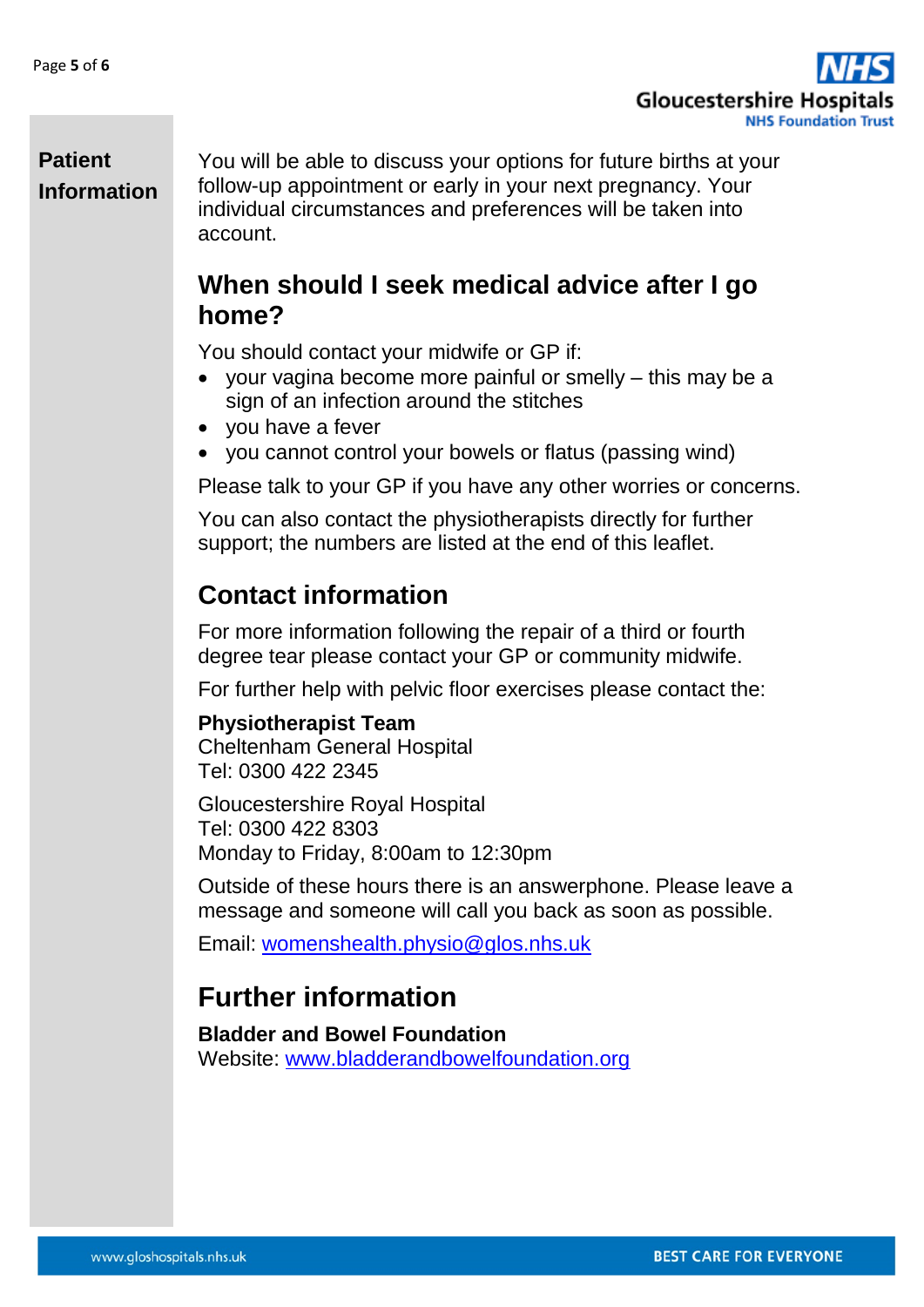You will be able to discuss your options for future births at your follow-up appointment or early in your next pregnancy. Your individual circumstances and preferences will be taken into account.

## When should I seek medical advice after I go home?

You should contact your midwife or GP if:

- your vagina become more painful or smelly – this may be a sign of an infection around the stitches
- you have a fever
- you cannot control your bowels or flatus (passing wind)

Please talk to your GP if you have any other worries or concerns.

You can also contact the physiotherapists directly for further support; the numbers are listed at the end of this leaflet.

## Contact information

For more information following the repair of a third or fourth degree tear please contact your GP or community midwife.

For further help with pelvic floor exercises please contact the:

**Physiotherapist Team**
Cheltenham General Hospital
Tel: 0300 422 2345

Gloucestershire Royal Hospital
Tel: 0300 422 8303
Monday to Friday, 8:00am to 12:30pm

Outside of these hours there is an answerphone. Please leave a message and someone will call you back as soon as possible.

Email: womenshealth.physio@glos.nhs.uk

## Further information

**Bladder and Bowel Foundation**
Website: www.bladderandbowelfoundation.org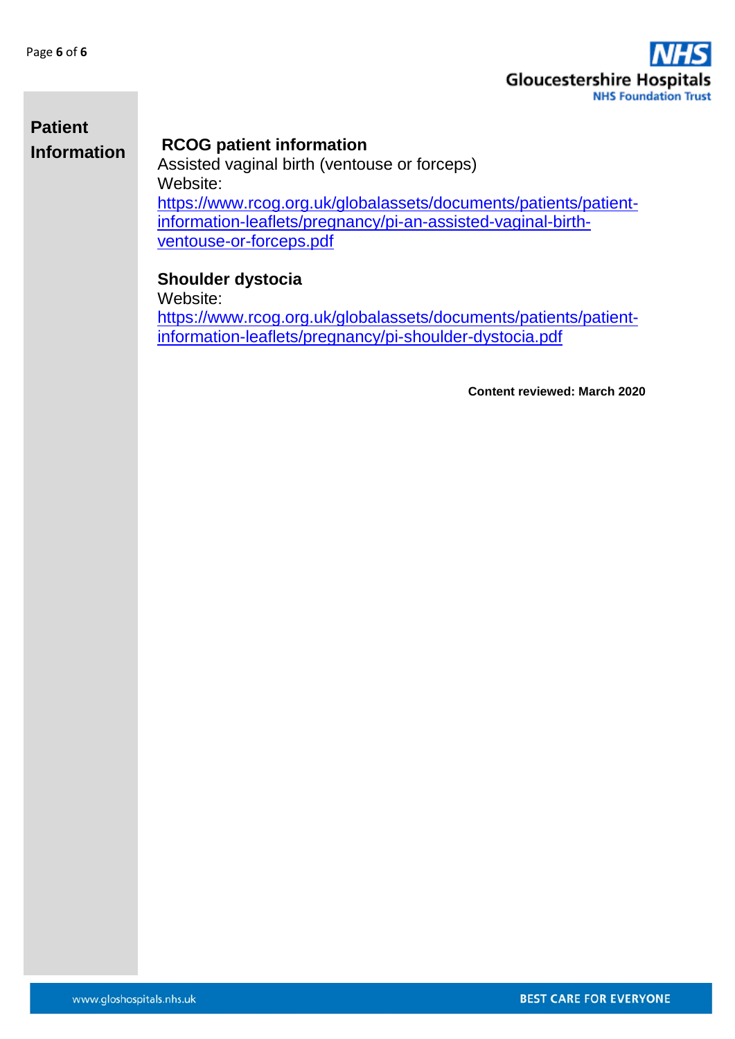## Patient Information

### RCOG patient information

Assisted vaginal birth (ventouse or forceps)
Website:
https://www.rcog.org.uk/globalassets/documents/patients/patient-information-leaflets/pregnancy/pi-an-assisted-vaginal-birth-ventouse-or-forceps.pdf

### Shoulder dystocia

Website:
https://www.rcog.org.uk/globalassets/documents/patients/patient-information-leaflets/pregnancy/pi-shoulder-dystocia.pdf

**Content reviewed: March 2020**